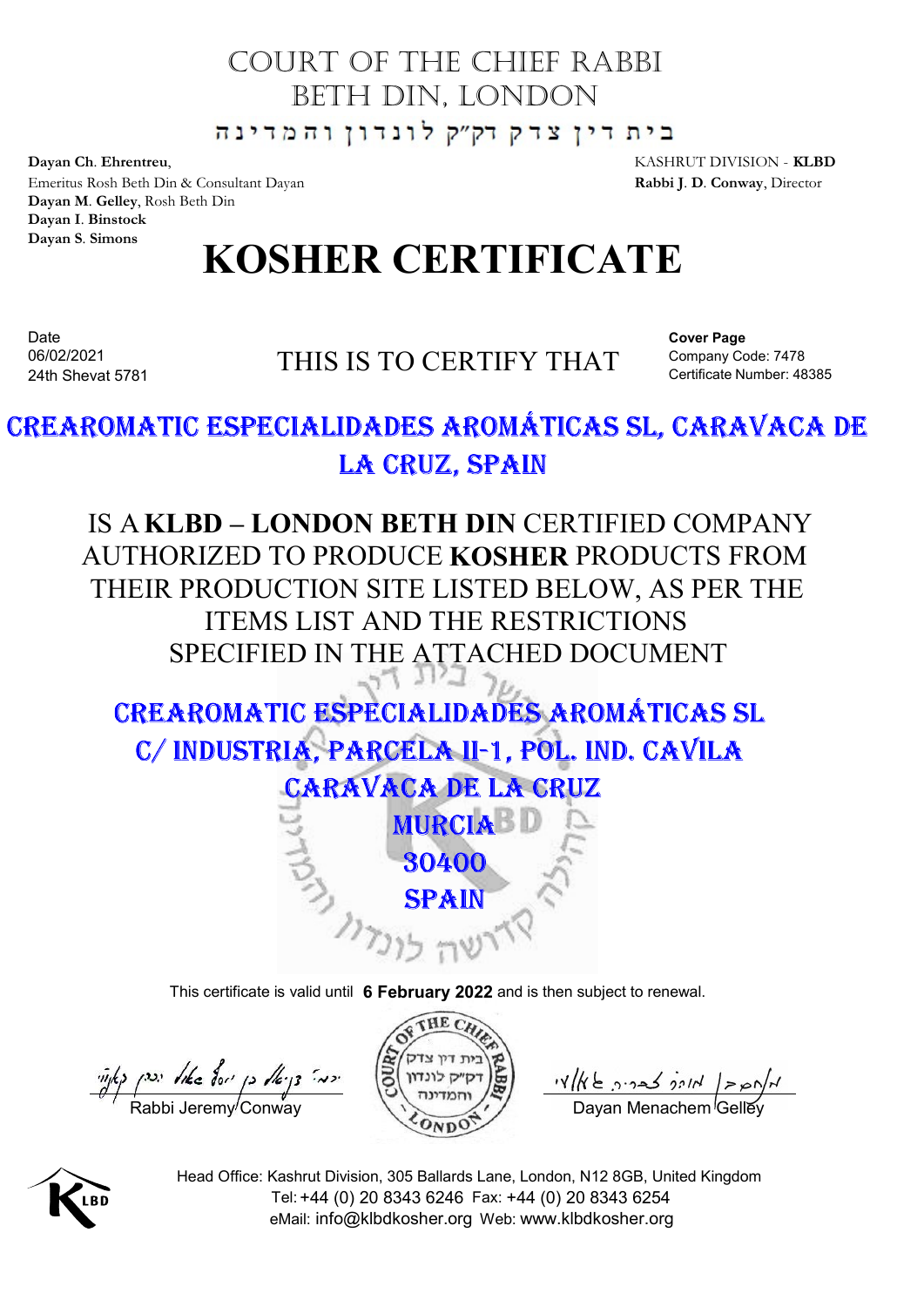# COURT OF THE CHIEF RABBI
# BETH DIN, LONDON

בית דין צדק דק"ק לונדון והמדינה

**Dayan Ch. Ehrentreu**,
Emeritus Rosh Beth Din & Consultant Dayan
**Dayan M. Gelley**, Rosh Beth Din
**Dayan I. Binstock**
**Dayan S. Simons**

KASHRUT DIVISION - **KLBD**
**Rabbi J. D. Conway**, Director

# KOSHER CERTIFICATE

Date
06/02/2021
24th Shevat 5781

THIS IS TO CERTIFY THAT

**Cover Page**
Company Code: 7478
Certificate Number: 48385

## CREAROMATIC ESPECIALIDADES AROMÁTICAS SL, CARAVACA DE LA CRUZ, SPAIN

IS A **KLBD – LONDON BETH DIN** CERTIFIED COMPANY AUTHORIZED TO PRODUCE **KOSHER** PRODUCTS FROM THEIR PRODUCTION SITE LISTED BELOW, AS PER THE ITEMS LIST AND THE RESTRICTIONS SPECIFIED IN THE ATTACHED DOCUMENT

**CREAROMATIC ESPECIALIDADES AROMÁTICAS SL**
**C/ INDUSTRIA, PARCELA II-1, POL. IND. CAVILA**
**CARAVACA DE LA CRUZ**
**MURCIA**
**30400**
**SPAIN**

This certificate is valid until **6 February 2022** and is then subject to renewal.

Rabbi Jeremy Conway

Dayan Menachem Gelley

Head Office: Kashrut Division, 305 Ballards Lane, London, N12 8GB, United Kingdom
Tel: +44 (0) 20 8343 6246 Fax: +44 (0) 20 8343 6254
eMail: info@klbdkosher.org Web: www.klbdkosher.org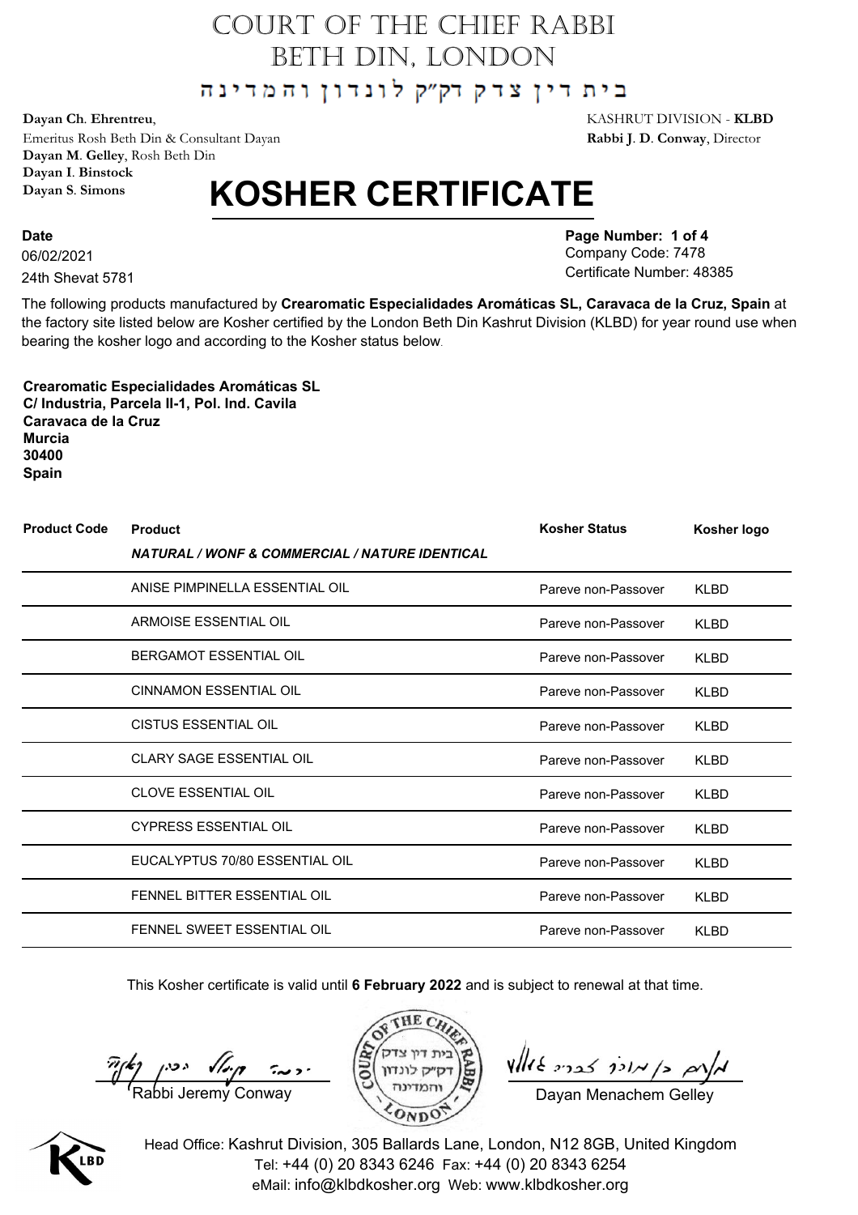# COURT OF THE CHIEF RABBI
# BETH DIN, LONDON

בית דין צדק דק"ק לונדון והמדינה

**Dayan Ch. Ehrentreu**,
Emeritus Rosh Beth Din & Consultant Dayan
**Dayan M. Gelley**, Rosh Beth Din
**Dayan I. Binstock**
**Dayan S. Simons**

KASHRUT DIVISION - **KLBD**
**Rabbi J. D. Conway**, Director

# KOSHER CERTIFICATE

**Date**
06/02/2021
24th Shevat 5781

**Page Number: 1 of 4**
Company Code: 7478
Certificate Number: 48385

The following products manufactured by **Crearomatic Especialidades Aromáticas SL, Caravaca de la Cruz, Spain** at the factory site listed below are Kosher certified by the London Beth Din Kashrut Division (KLBD) for year round use when bearing the kosher logo and according to the Kosher status below.

**Crearomatic Especialidades Aromáticas SL**
**C/ Industria, Parcela II-1, Pol. Ind. Cavila**
**Caravaca de la Cruz**
**Murcia**
**30400**
**Spain**

| Product Code | Product | Kosher Status | Kosher logo |
|---|---|---|---|
| | ***NATURAL / WONF & COMMERCIAL / NATURE IDENTICAL*** | | |
| | ANISE PIMPINELLA ESSENTIAL OIL | Pareve non-Passover | KLBD |
| | ARMOISE ESSENTIAL OIL | Pareve non-Passover | KLBD |
| | BERGAMOT ESSENTIAL OIL | Pareve non-Passover | KLBD |
| | CINNAMON ESSENTIAL OIL | Pareve non-Passover | KLBD |
| | CISTUS ESSENTIAL OIL | Pareve non-Passover | KLBD |
| | CLARY SAGE ESSENTIAL OIL | Pareve non-Passover | KLBD |
| | CLOVE ESSENTIAL OIL | Pareve non-Passover | KLBD |
| | CYPRESS ESSENTIAL OIL | Pareve non-Passover | KLBD |
| | EUCALYPTUS 70/80 ESSENTIAL OIL | Pareve non-Passover | KLBD |
| | FENNEL BITTER ESSENTIAL OIL | Pareve non-Passover | KLBD |
| | FENNEL SWEET ESSENTIAL OIL | Pareve non-Passover | KLBD |

This Kosher certificate is valid until **6 February 2022** and is subject to renewal at that time.

Rabbi Jeremy Conway

Dayan Menachem Gelley

Head Office: Kashrut Division, 305 Ballards Lane, London, N12 8GB, United Kingdom
Tel: +44 (0) 20 8343 6246 Fax: +44 (0) 20 8343 6254
eMail: info@klbdkosher.org Web: www.klbdkosher.org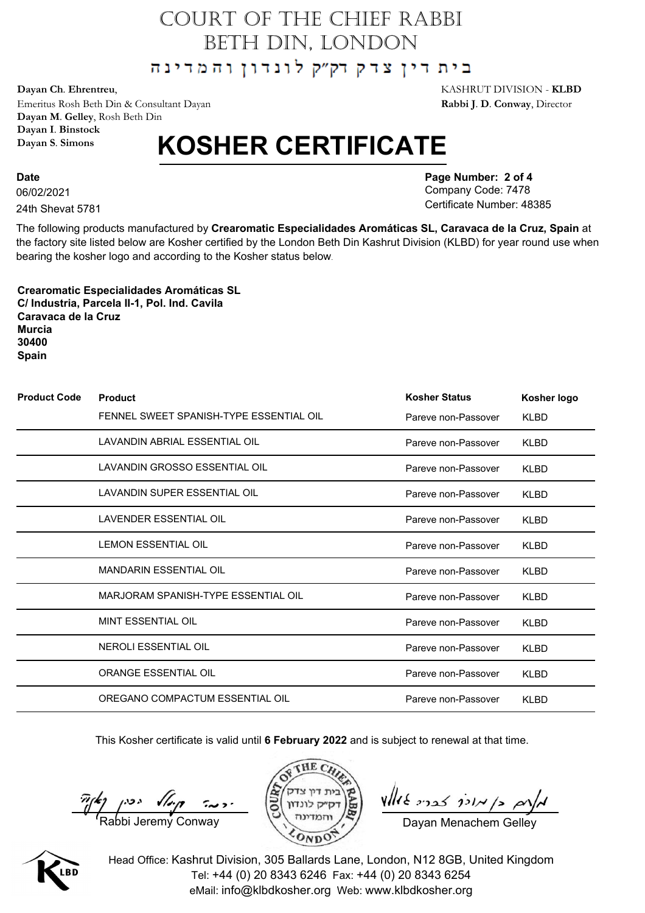# COURT OF THE CHIEF RABBI
# BETH DIN, LONDON

בית דין צדק דק"ק לונדון והמדינה

**Dayan Ch. Ehrentreu**,
Emeritus Rosh Beth Din & Consultant Dayan
**Dayan M. Gelley**, Rosh Beth Din
**Dayan I. Binstock**
**Dayan S. Simons**

KASHRUT DIVISION - **KLBD**
**Rabbi J. D. Conway**, Director

# KOSHER CERTIFICATE

**Date**
06/02/2021
24th Shevat 5781

**Page Number: 2 of 4**
Company Code: 7478
Certificate Number: 48385

The following products manufactured by **Crearomatic Especialidades Aromáticas SL, Caravaca de la Cruz, Spain** at the factory site listed below are Kosher certified by the London Beth Din Kashrut Division (KLBD) for year round use when bearing the kosher logo and according to the Kosher status below.

**Crearomatic Especialidades Aromáticas SL**
**C/ Industria, Parcela II-1, Pol. Ind. Cavila**
**Caravaca de la Cruz**
**Murcia**
**30400**
**Spain**

| Product Code | Product | Kosher Status | Kosher logo |
|---|---|---|---|
| | FENNEL SWEET SPANISH-TYPE ESSENTIAL OIL | Pareve non-Passover | KLBD |
| | LAVANDIN ABRIAL ESSENTIAL OIL | Pareve non-Passover | KLBD |
| | LAVANDIN GROSSO ESSENTIAL OIL | Pareve non-Passover | KLBD |
| | LAVANDIN SUPER ESSENTIAL OIL | Pareve non-Passover | KLBD |
| | LAVENDER ESSENTIAL OIL | Pareve non-Passover | KLBD |
| | LEMON ESSENTIAL OIL | Pareve non-Passover | KLBD |
| | MANDARIN ESSENTIAL OIL | Pareve non-Passover | KLBD |
| | MARJORAM SPANISH-TYPE ESSENTIAL OIL | Pareve non-Passover | KLBD |
| | MINT ESSENTIAL OIL | Pareve non-Passover | KLBD |
| | NEROLI ESSENTIAL OIL | Pareve non-Passover | KLBD |
| | ORANGE ESSENTIAL OIL | Pareve non-Passover | KLBD |
| | OREGANO COMPACTUM ESSENTIAL OIL | Pareve non-Passover | KLBD |

This Kosher certificate is valid until **6 February 2022** and is subject to renewal at that time.

Rabbi Jeremy Conway

Dayan Menachem Gelley

Head Office: Kashrut Division, 305 Ballards Lane, London, N12 8GB, United Kingdom
Tel: +44 (0) 20 8343 6246 Fax: +44 (0) 20 8343 6254
eMail: info@klbdkosher.org Web: www.klbdkosher.org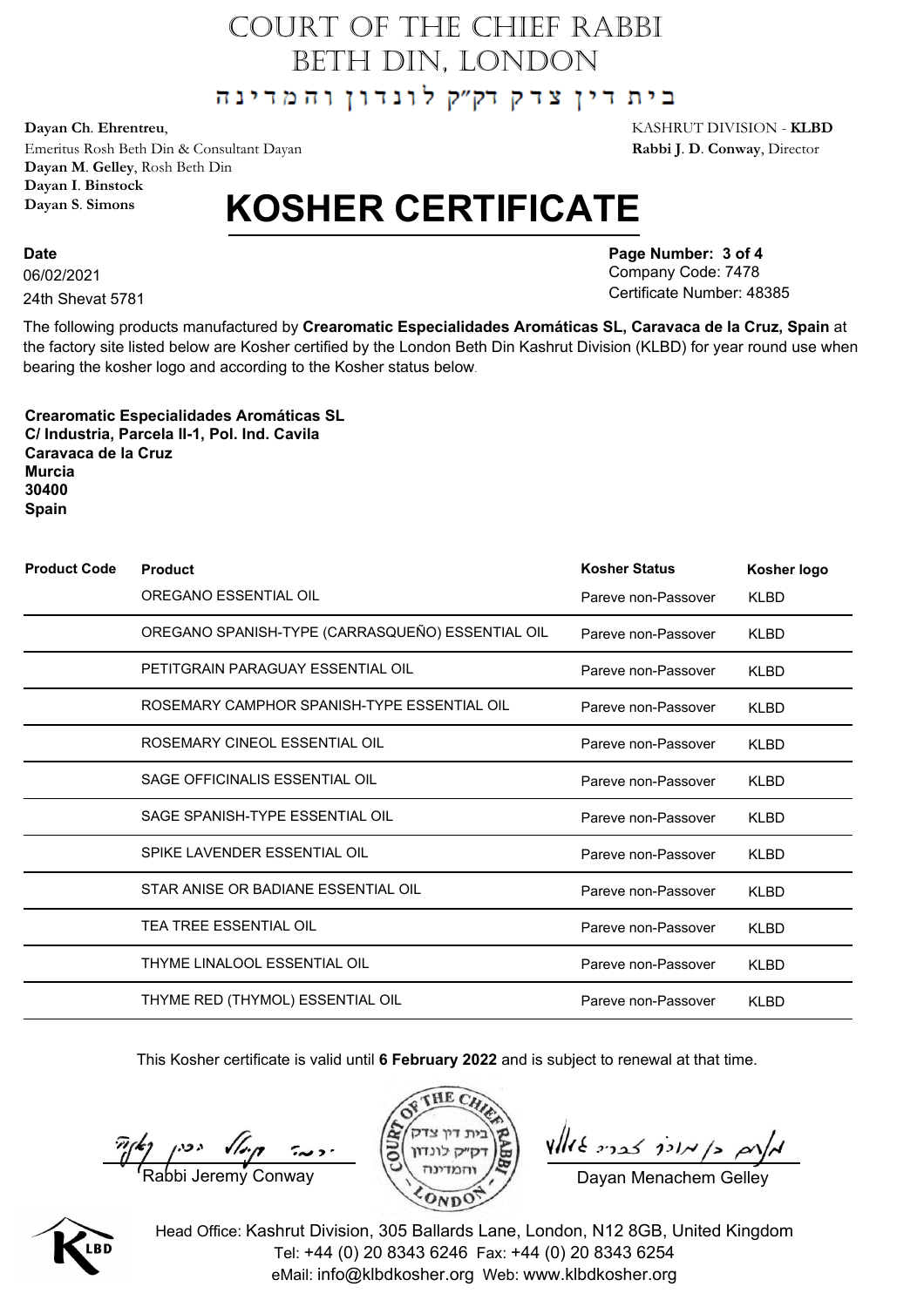# COURT OF THE CHIEF RABBI
# BETH DIN, LONDON

בית דין צדק דק"ק לונדון והמדינה

**Dayan Ch. Ehrentreu**,
Emeritus Rosh Beth Din & Consultant Dayan
**Dayan M. Gelley**, Rosh Beth Din
**Dayan I. Binstock**
**Dayan S. Simons**

KASHRUT DIVISION - **KLBD**
**Rabbi J. D. Conway**, Director

# KOSHER CERTIFICATE

**Date**
06/02/2021
24th Shevat 5781

**Page Number: 3 of 4**
Company Code: 7478
Certificate Number: 48385

The following products manufactured by **Crearomatic Especialidades Aromáticas SL, Caravaca de la Cruz, Spain** at the factory site listed below are Kosher certified by the London Beth Din Kashrut Division (KLBD) for year round use when bearing the kosher logo and according to the Kosher status below.

**Crearomatic Especialidades Aromáticas SL**
**C/ Industria, Parcela II-1, Pol. Ind. Cavila**
**Caravaca de la Cruz**
**Murcia**
**30400**
**Spain**

| Product Code | Product | Kosher Status | Kosher logo |
|---|---|---|---|
| | OREGANO ESSENTIAL OIL | Pareve non-Passover | KLBD |
| | OREGANO SPANISH-TYPE (CARRASQUEÑO) ESSENTIAL OIL | Pareve non-Passover | KLBD |
| | PETITGRAIN PARAGUAY ESSENTIAL OIL | Pareve non-Passover | KLBD |
| | ROSEMARY CAMPHOR SPANISH-TYPE ESSENTIAL OIL | Pareve non-Passover | KLBD |
| | ROSEMARY CINEOL ESSENTIAL OIL | Pareve non-Passover | KLBD |
| | SAGE OFFICINALIS ESSENTIAL OIL | Pareve non-Passover | KLBD |
| | SAGE SPANISH-TYPE ESSENTIAL OIL | Pareve non-Passover | KLBD |
| | SPIKE LAVENDER ESSENTIAL OIL | Pareve non-Passover | KLBD |
| | STAR ANISE OR BADIANE ESSENTIAL OIL | Pareve non-Passover | KLBD |
| | TEA TREE ESSENTIAL OIL | Pareve non-Passover | KLBD |
| | THYME LINALOOL ESSENTIAL OIL | Pareve non-Passover | KLBD |
| | THYME RED (THYMOL) ESSENTIAL OIL | Pareve non-Passover | KLBD |

This Kosher certificate is valid until **6 February 2022** and is subject to renewal at that time.

Rabbi Jeremy Conway

Dayan Menachem Gelley

Head Office: Kashrut Division, 305 Ballards Lane, London, N12 8GB, United Kingdom
Tel: +44 (0) 20 8343 6246 Fax: +44 (0) 20 8343 6254
eMail: info@klbdkosher.org Web: www.klbdkosher.org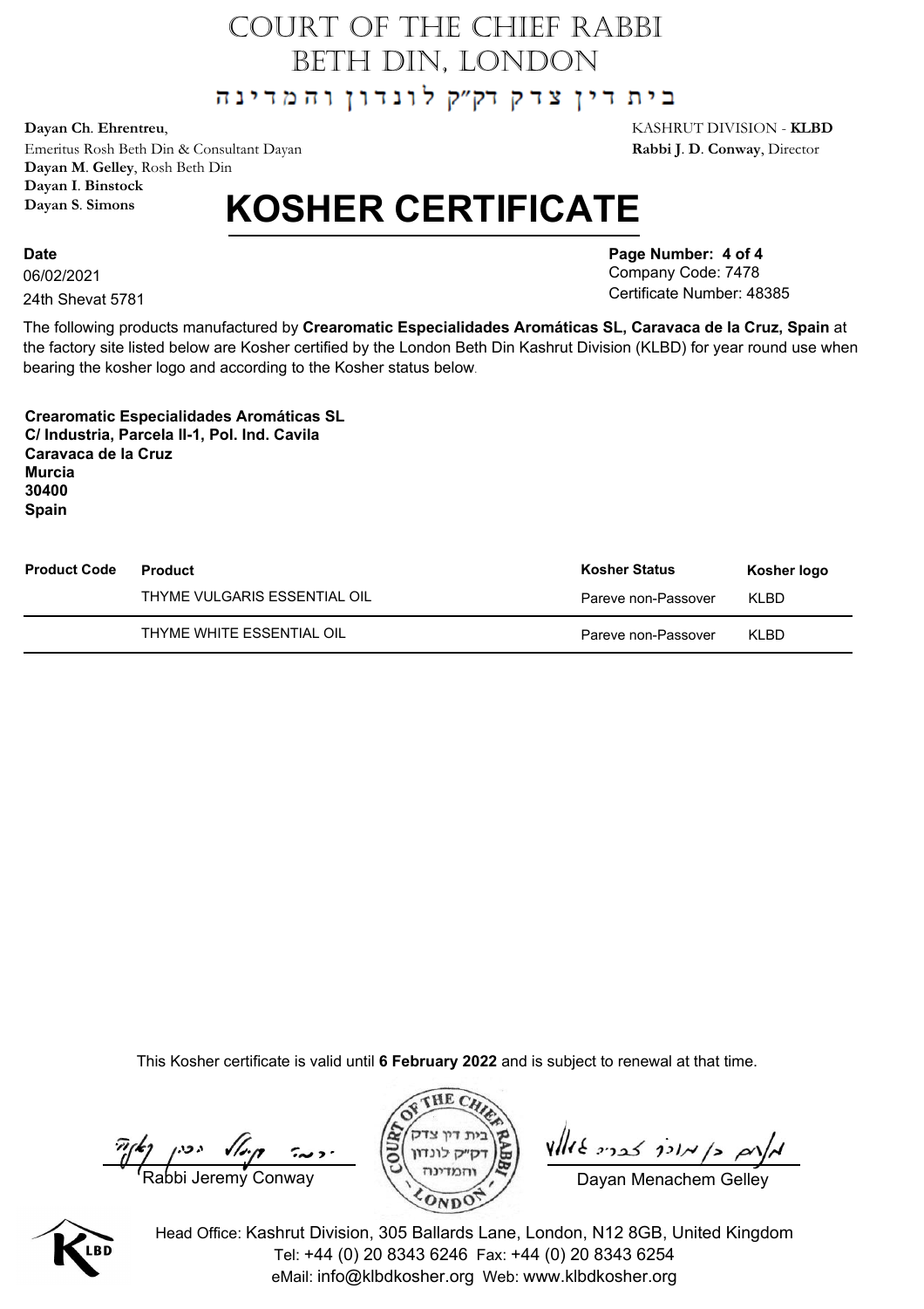# COURT OF THE CHIEF RABBI
# BETH DIN, LONDON

בית דין צדק דק"ק לונדון והמדינה

**Dayan Ch. Ehrentreu**,
Emeritus Rosh Beth Din & Consultant Dayan
**Dayan M. Gelley**, Rosh Beth Din
**Dayan I. Binstock**
**Dayan S. Simons**

KASHRUT DIVISION - **KLBD**
**Rabbi J. D. Conway**, Director

# KOSHER CERTIFICATE

**Date**
06/02/2021
24th Shevat 5781

**Page Number: 4 of 4**
Company Code: 7478
Certificate Number: 48385

The following products manufactured by **Crearomatic Especialidades Aromáticas SL, Caravaca de la Cruz, Spain** at the factory site listed below are Kosher certified by the London Beth Din Kashrut Division (KLBD) for year round use when bearing the kosher logo and according to the Kosher status below.

**Crearomatic Especialidades Aromáticas SL**
**C/ Industria, Parcela II-1, Pol. Ind. Cavila**
**Caravaca de la Cruz**
**Murcia**
**30400**
**Spain**

| Product Code | Product | Kosher Status | Kosher logo |
|---|---|---|---|
| | THYME VULGARIS ESSENTIAL OIL | Pareve non-Passover | KLBD |
| | THYME WHITE ESSENTIAL OIL | Pareve non-Passover | KLBD |

This Kosher certificate is valid until **6 February 2022** and is subject to renewal at that time.

Rabbi Jeremy Conway

Dayan Menachem Gelley

Head Office: Kashrut Division, 305 Ballards Lane, London, N12 8GB, United Kingdom
Tel: +44 (0) 20 8343 6246 Fax: +44 (0) 20 8343 6254
eMail: info@klbdkosher.org Web: www.klbdkosher.org